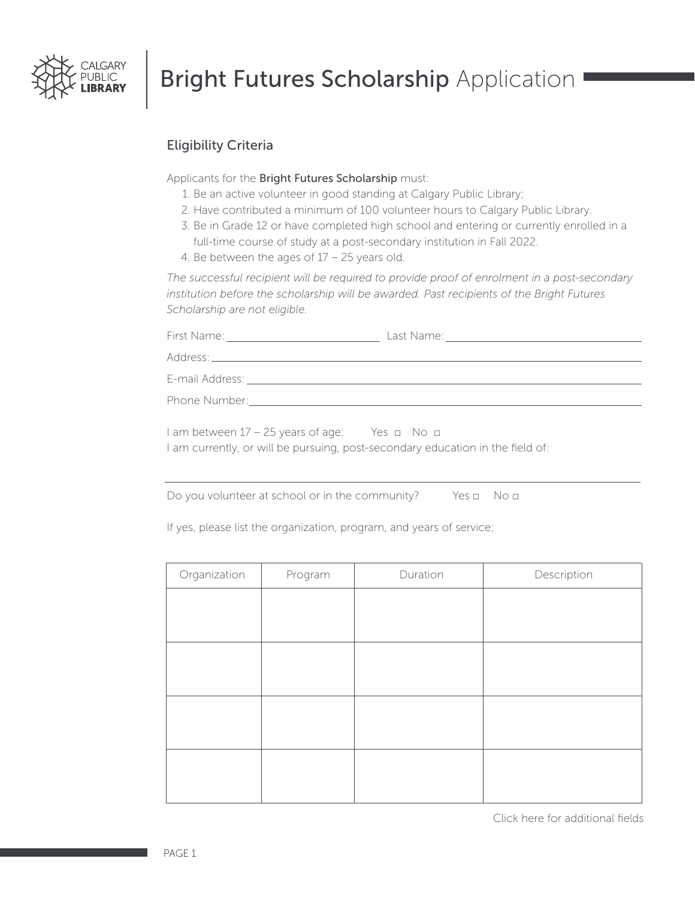# Bright Futures Scholarship Application

## Eligibility Criteria

Applicants for the **Bright Futures Scholarship** must:

1. Be an active volunteer in good standing at Calgary Public Library;
2. Have contributed a minimum of 100 volunteer hours to Calgary Public Library.
3. Be in Grade 12 or have completed high school and entering or currently enrolled in a full-time course of study at a post-secondary institution in Fall 2022.
4. Be between the ages of 17 – 25 years old.

*The successful recipient will be required to provide proof of enrolment in a post-secondary institution before the scholarship will be awarded. Past recipients of the Bright Futures Scholarship are not eligible.*

First Name: ____________________ Last Name: ____________________

Address: ________________________________________

E-mail Address: ________________________________________

Phone Number: ________________________________________

I am between 17 – 25 years of age: Yes ☐ No ☐

I am currently, or will be pursuing, post-secondary education in the field of:

________________________________________

Do you volunteer at school or in the community? Yes ☐ No ☐

If yes, please list the organization, program, and years of service;

| Organization | Program | Duration | Description |
| --- | --- | --- | --- |
| | | | |
| | | | |
| | | | |
| | | | |

Click here for additional fields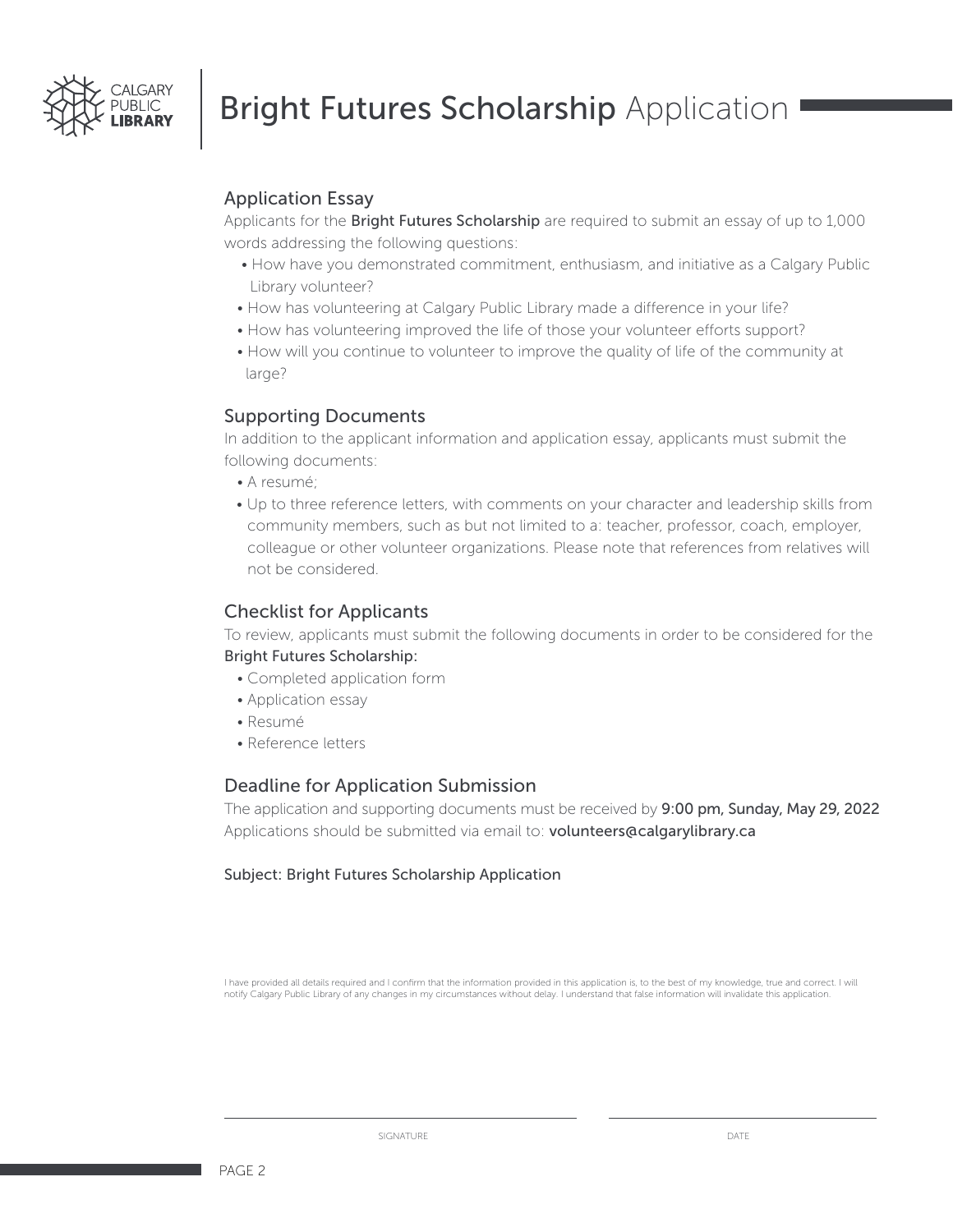# Bright Futures Scholarship Application

## Application Essay

Applicants for the **Bright Futures Scholarship** are required to submit an essay of up to 1,000 words addressing the following questions:

- How have you demonstrated commitment, enthusiasm, and initiative as a Calgary Public Library volunteer?
- How has volunteering at Calgary Public Library made a difference in your life?
- How has volunteering improved the life of those your volunteer efforts support?
- How will you continue to volunteer to improve the quality of life of the community at large?

## Supporting Documents

In addition to the applicant information and application essay, applicants must submit the following documents:

- A resumé;
- Up to three reference letters, with comments on your character and leadership skills from community members, such as but not limited to a: teacher, professor, coach, employer, colleague or other volunteer organizations. Please note that references from relatives will not be considered.

## Checklist for Applicants

To review, applicants must submit the following documents in order to be considered for the **Bright Futures Scholarship:**

- Completed application form
- Application essay
- Resumé
- Reference letters

## Deadline for Application Submission

The application and supporting documents must be received by **9:00 pm, Sunday, May 29, 2022**
Applications should be submitted via email to: **volunteers@calgarylibrary.ca**

**Subject: Bright Futures Scholarship Application**

I have provided all details required and I confirm that the information provided in this application is, to the best of my knowledge, true and correct. I will notify Calgary Public Library of any changes in my circumstances without delay. I understand that false information will invalidate this application.

SIGNATURE ______________________ DATE ______________________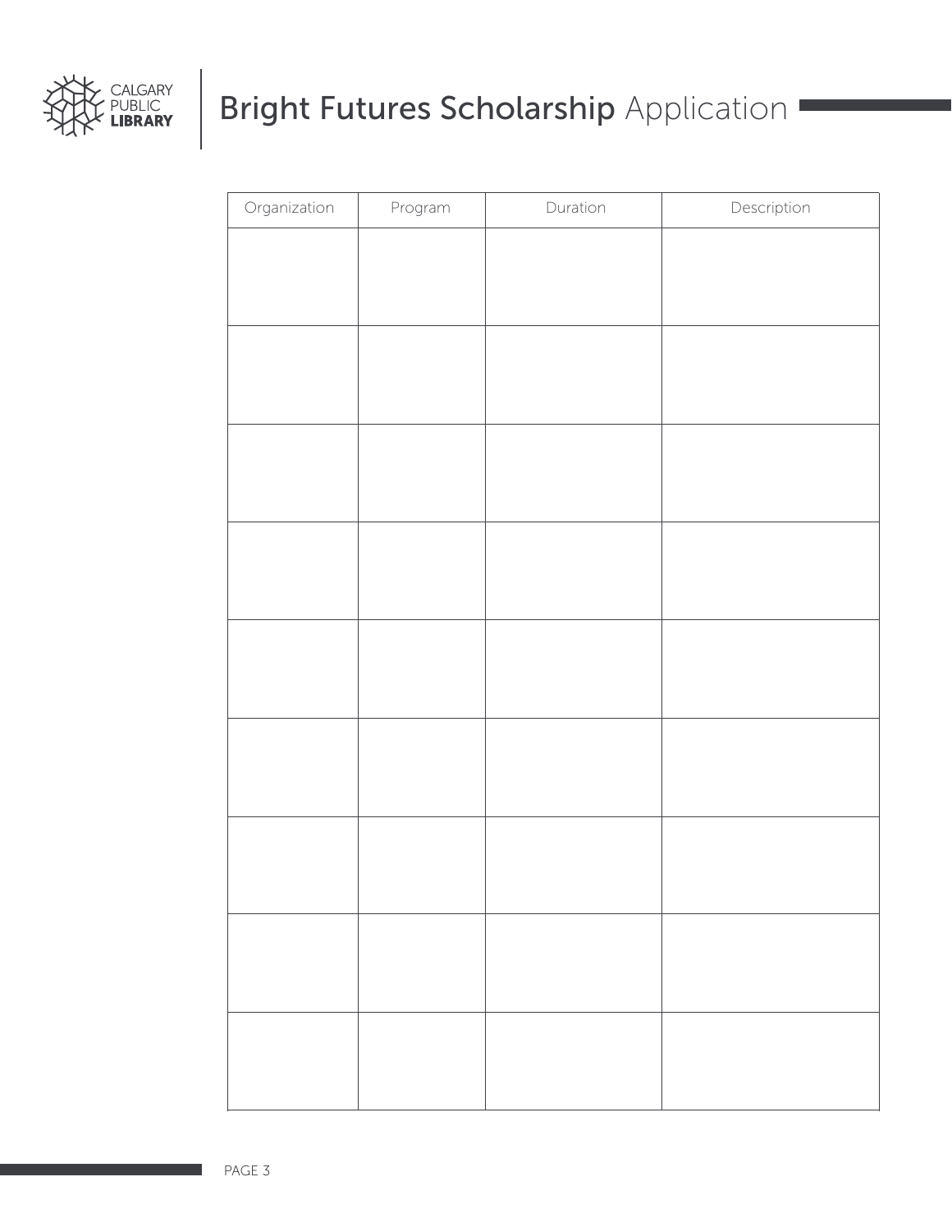| Organization | Program | Duration | Description |
|---|---|---|---|
| | | | |
| | | | |
| | | | |
| | | | |
| | | | |
| | | | |
| | | | |
| | | | |
| | | | |